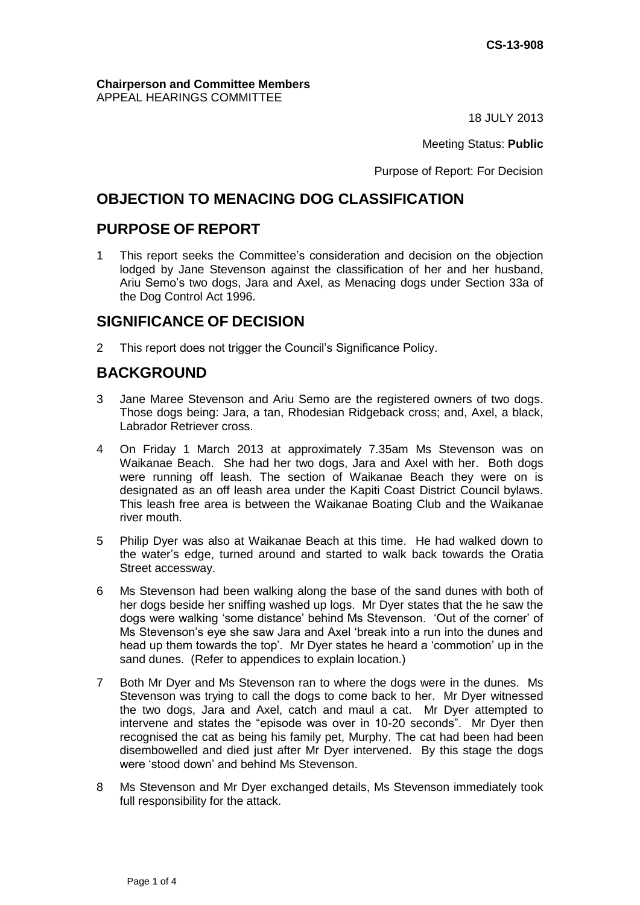**CS-13-908**

**Chairperson and Committee Members**
APPEAL HEARINGS COMMITTEE

18 JULY 2013

Meeting Status: **Public**

Purpose of Report: For Decision

## OBJECTION TO MENACING DOG CLASSIFICATION

## PURPOSE OF REPORT

1 This report seeks the Committee's consideration and decision on the objection lodged by Jane Stevenson against the classification of her and her husband, Ariu Semo's two dogs, Jara and Axel, as Menacing dogs under Section 33a of the Dog Control Act 1996.

## SIGNIFICANCE OF DECISION

2 This report does not trigger the Council's Significance Policy.

## BACKGROUND

3 Jane Maree Stevenson and Ariu Semo are the registered owners of two dogs. Those dogs being: Jara, a tan, Rhodesian Ridgeback cross; and, Axel, a black, Labrador Retriever cross.

4 On Friday 1 March 2013 at approximately 7.35am Ms Stevenson was on Waikanae Beach. She had her two dogs, Jara and Axel with her. Both dogs were running off leash. The section of Waikanae Beach they were on is designated as an off leash area under the Kapiti Coast District Council bylaws. This leash free area is between the Waikanae Boating Club and the Waikanae river mouth.

5 Philip Dyer was also at Waikanae Beach at this time. He had walked down to the water's edge, turned around and started to walk back towards the Oratia Street accessway.

6 Ms Stevenson had been walking along the base of the sand dunes with both of her dogs beside her sniffing washed up logs. Mr Dyer states that the he saw the dogs were walking 'some distance' behind Ms Stevenson. 'Out of the corner' of Ms Stevenson's eye she saw Jara and Axel 'break into a run into the dunes and head up them towards the top'. Mr Dyer states he heard a 'commotion' up in the sand dunes. (Refer to appendices to explain location.)

7 Both Mr Dyer and Ms Stevenson ran to where the dogs were in the dunes. Ms Stevenson was trying to call the dogs to come back to her. Mr Dyer witnessed the two dogs, Jara and Axel, catch and maul a cat. Mr Dyer attempted to intervene and states the "episode was over in 10-20 seconds". Mr Dyer then recognised the cat as being his family pet, Murphy. The cat had been had been disembowelled and died just after Mr Dyer intervened. By this stage the dogs were 'stood down' and behind Ms Stevenson.

8 Ms Stevenson and Mr Dyer exchanged details, Ms Stevenson immediately took full responsibility for the attack.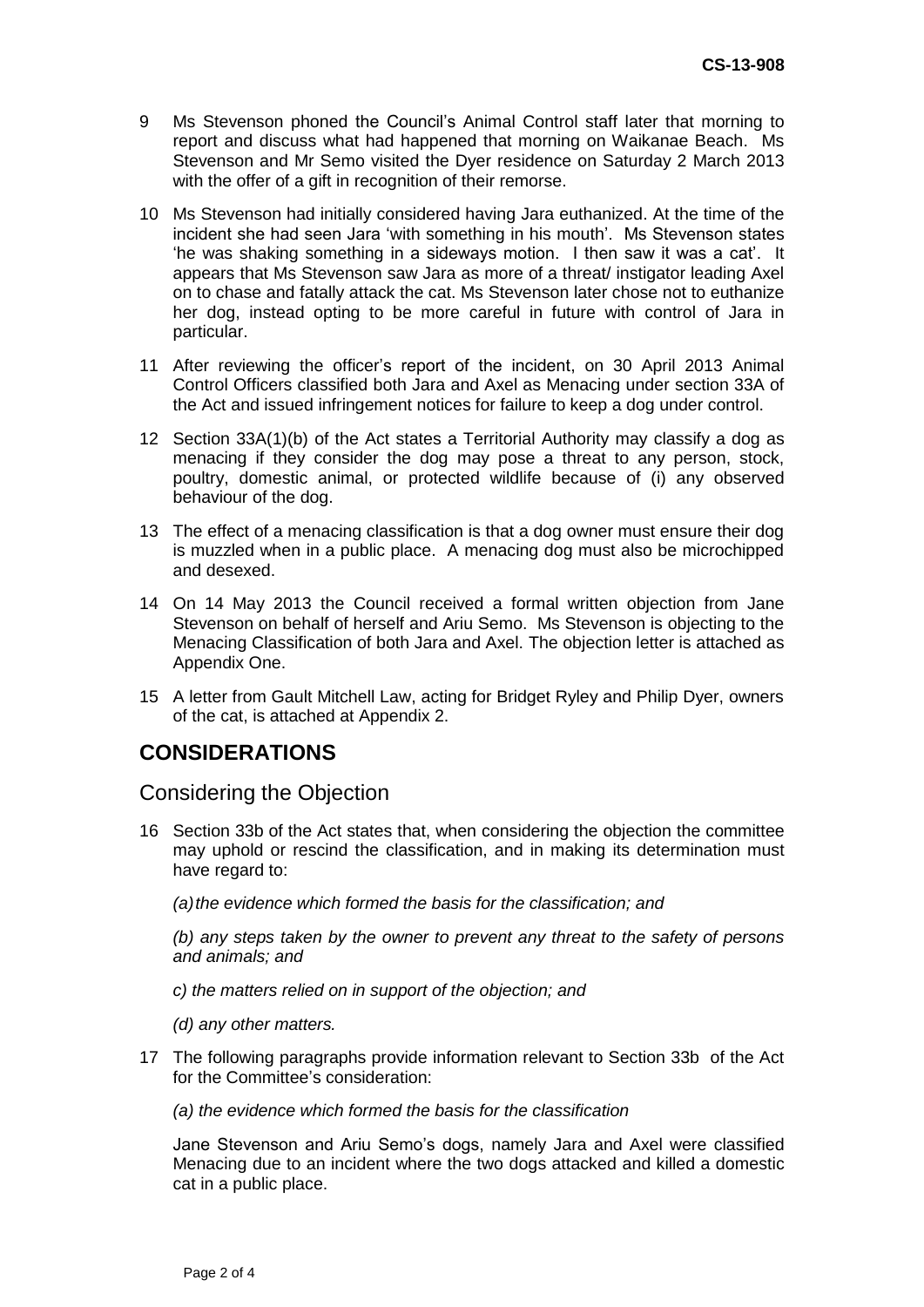9 Ms Stevenson phoned the Council's Animal Control staff later that morning to report and discuss what had happened that morning on Waikanae Beach. Ms Stevenson and Mr Semo visited the Dyer residence on Saturday 2 March 2013 with the offer of a gift in recognition of their remorse.

10 Ms Stevenson had initially considered having Jara euthanized. At the time of the incident she had seen Jara 'with something in his mouth'. Ms Stevenson states 'he was shaking something in a sideways motion. I then saw it was a cat'. It appears that Ms Stevenson saw Jara as more of a threat/ instigator leading Axel on to chase and fatally attack the cat. Ms Stevenson later chose not to euthanize her dog, instead opting to be more careful in future with control of Jara in particular.

11 After reviewing the officer's report of the incident, on 30 April 2013 Animal Control Officers classified both Jara and Axel as Menacing under section 33A of the Act and issued infringement notices for failure to keep a dog under control.

12 Section 33A(1)(b) of the Act states a Territorial Authority may classify a dog as menacing if they consider the dog may pose a threat to any person, stock, poultry, domestic animal, or protected wildlife because of (i) any observed behaviour of the dog.

13 The effect of a menacing classification is that a dog owner must ensure their dog is muzzled when in a public place. A menacing dog must also be microchipped and desexed.

14 On 14 May 2013 the Council received a formal written objection from Jane Stevenson on behalf of herself and Ariu Semo. Ms Stevenson is objecting to the Menacing Classification of both Jara and Axel. The objection letter is attached as Appendix One.

15 A letter from Gault Mitchell Law, acting for Bridget Ryley and Philip Dyer, owners of the cat, is attached at Appendix 2.

## CONSIDERATIONS

### Considering the Objection

16 Section 33b of the Act states that, when considering the objection the committee may uphold or rescind the classification, and in making its determination must have regard to:

*(a) the evidence which formed the basis for the classification; and*

*(b) any steps taken by the owner to prevent any threat to the safety of persons and animals; and*

*c) the matters relied on in support of the objection; and*

*(d) any other matters.*

17 The following paragraphs provide information relevant to Section 33b of the Act for the Committee's consideration:

*(a) the evidence which formed the basis for the classification*

Jane Stevenson and Ariu Semo's dogs, namely Jara and Axel were classified Menacing due to an incident where the two dogs attacked and killed a domestic cat in a public place.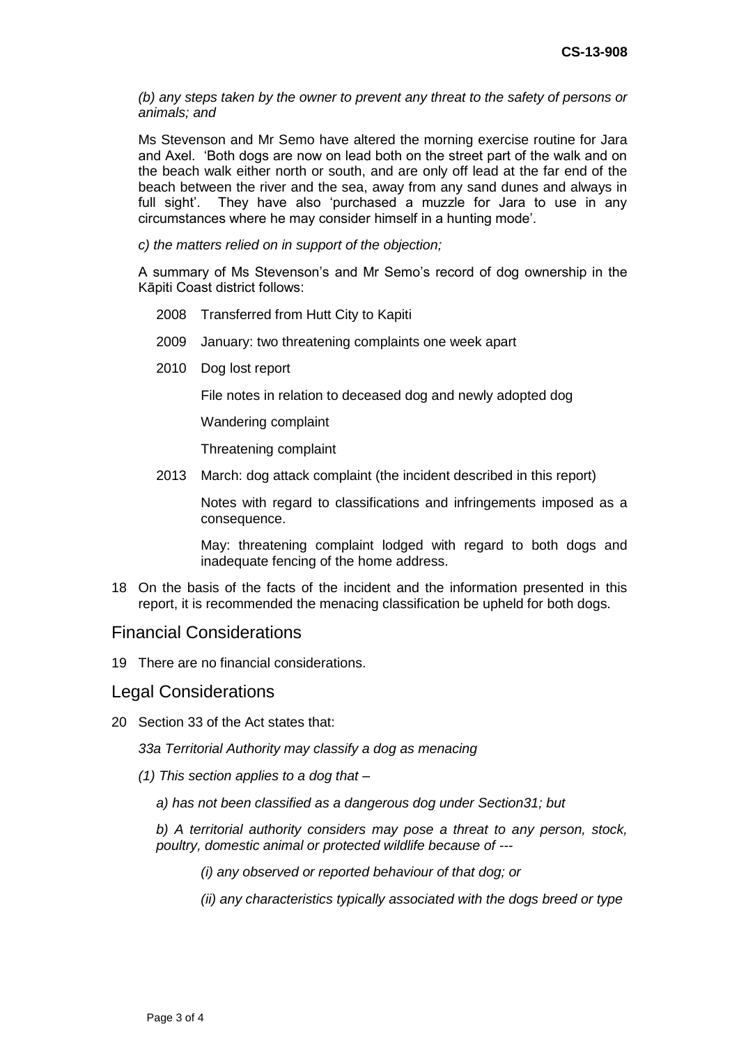*(b) any steps taken by the owner to prevent any threat to the safety of persons or animals; and*

Ms Stevenson and Mr Semo have altered the morning exercise routine for Jara and Axel. 'Both dogs are now on lead both on the street part of the walk and on the beach walk either north or south, and are only off lead at the far end of the beach between the river and the sea, away from any sand dunes and always in full sight'. They have also 'purchased a muzzle for Jara to use in any circumstances where he may consider himself in a hunting mode'.

*c) the matters relied on in support of the objection;*

A summary of Ms Stevenson's and Mr Semo's record of dog ownership in the Kāpiti Coast district follows:

2008 Transferred from Hutt City to Kapiti

2009 January: two threatening complaints one week apart

2010 Dog lost report

File notes in relation to deceased dog and newly adopted dog

Wandering complaint

Threatening complaint

2013 March: dog attack complaint (the incident described in this report)

Notes with regard to classifications and infringements imposed as a consequence.

May: threatening complaint lodged with regard to both dogs and inadequate fencing of the home address.

18 On the basis of the facts of the incident and the information presented in this report, it is recommended the menacing classification be upheld for both dogs.

## Financial Considerations

19 There are no financial considerations.

## Legal Considerations

20 Section 33 of the Act states that:

*33a Territorial Authority may classify a dog as menacing*

*(1) This section applies to a dog that –*

*a) has not been classified as a dangerous dog under Section31; but*

*b) A territorial authority considers may pose a threat to any person, stock, poultry, domestic animal or protected wildlife because of ---*

*(i) any observed or reported behaviour of that dog; or*

*(ii) any characteristics typically associated with the dogs breed or type*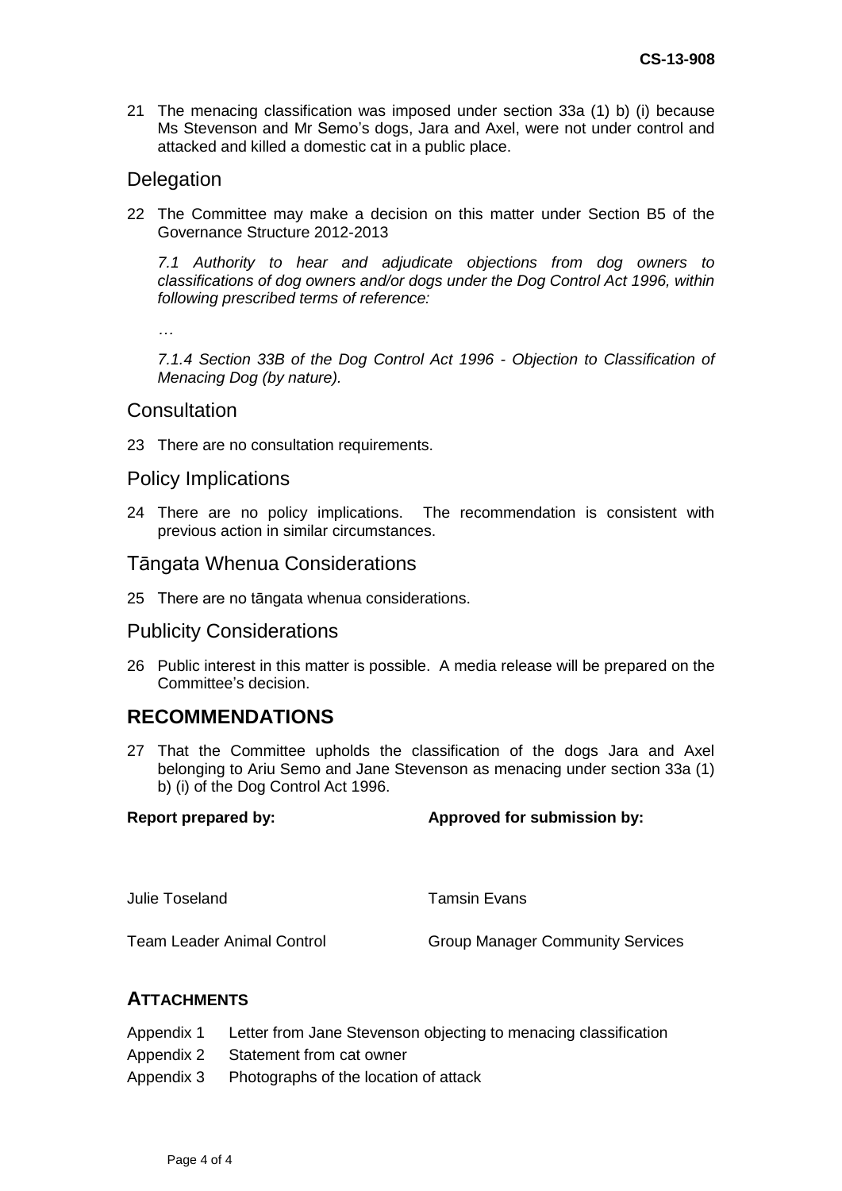21 The menacing classification was imposed under section 33a (1) b) (i) because Ms Stevenson and Mr Semo's dogs, Jara and Axel, were not under control and attacked and killed a domestic cat in a public place.

## Delegation

22 The Committee may make a decision on this matter under Section B5 of the Governance Structure 2012-2013

*7.1 Authority to hear and adjudicate objections from dog owners to classifications of dog owners and/or dogs under the Dog Control Act 1996, within following prescribed terms of reference:*

*…*

*7.1.4 Section 33B of the Dog Control Act 1996 - Objection to Classification of Menacing Dog (by nature).*

## Consultation

23 There are no consultation requirements.

## Policy Implications

24 There are no policy implications. The recommendation is consistent with previous action in similar circumstances.

## Tāngata Whenua Considerations

25 There are no tāngata whenua considerations.

## Publicity Considerations

26 Public interest in this matter is possible. A media release will be prepared on the Committee's decision.

## RECOMMENDATIONS

27 That the Committee upholds the classification of the dogs Jara and Axel belonging to Ariu Semo and Jane Stevenson as menacing under section 33a (1) b) (i) of the Dog Control Act 1996.

| **Report prepared by:** | **Approved for submission by:** |
|---|---|
| Julie Toseland | Tamsin Evans |
| Team Leader Animal Control | Group Manager Community Services |

### ATTACHMENTS

Appendix 1 Letter from Jane Stevenson objecting to menacing classification

Appendix 2 Statement from cat owner

Appendix 3 Photographs of the location of attack